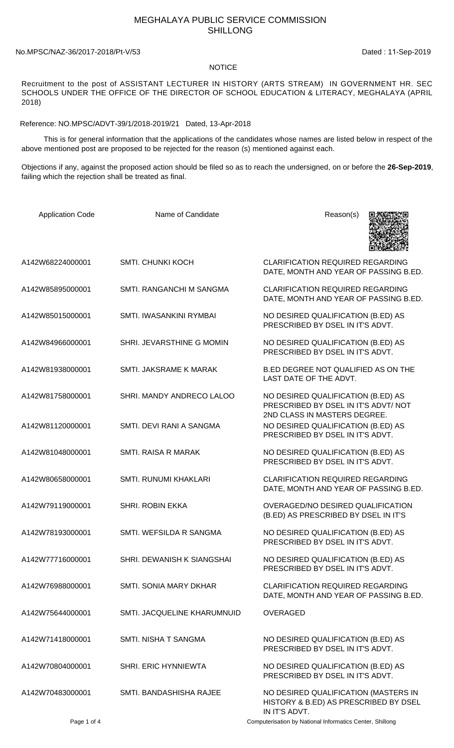# MEGHALAYA PUBLIC SERVICE COMMISSION
## SHILLONG

No.MPSC/NAZ-36/2017-2018/Pt-V/53 Dated : 11-Sep-2019

### NOTICE

Recruitment to the post of ASSISTANT LECTURER IN HISTORY (ARTS STREAM) IN GOVERNMENT HR. SEC SCHOOLS UNDER THE OFFICE OF THE DIRECTOR OF SCHOOL EDUCATION & LITERACY, MEGHALAYA (APRIL 2018)

Reference: NO.MPSC/ADVT-39/1/2018-2019/21 Dated, 13-Apr-2018

This is for general information that the applications of the candidates whose names are listed below in respect of the above mentioned post are proposed to be rejected for the reason (s) mentioned against each.

Objections if any, against the proposed action should be filed so as to reach the undersigned, on or before the **26-Sep-2019**, failing which the rejection shall be treated as final.

| Application Code | Name of Candidate | Reason(s) |
|---|---|---|
| A142W68224000001 | SMTI. CHUNKI KOCH | CLARIFICATION REQUIRED REGARDING DATE, MONTH AND YEAR OF PASSING B.ED. |
| A142W85895000001 | SMTI. RANGANCHI M SANGMA | CLARIFICATION REQUIRED REGARDING DATE, MONTH AND YEAR OF PASSING B.ED. |
| A142W85015000001 | SMTI. IWASANKINI RYMBAI | NO DESIRED QUALIFICATION (B.ED) AS PRESCRIBED BY DSEL IN IT'S ADVT. |
| A142W84966000001 | SHRI. JEVARSTHINE G MOMIN | NO DESIRED QUALIFICATION (B.ED) AS PRESCRIBED BY DSEL IN IT'S ADVT. |
| A142W81938000001 | SMTI. JAKSRAME K MARAK | B.ED DEGREE NOT QUALIFIED AS ON THE LAST DATE OF THE ADVT. |
| A142W81758000001 | SHRI. MANDY ANDRECO LALOO | NO DESIRED QUALIFICATION (B.ED) AS PRESCRIBED BY DSEL IN IT'S ADVT/ NOT 2ND CLASS IN MASTERS DEGREE. |
| A142W81120000001 | SMTI. DEVI RANI A SANGMA | NO DESIRED QUALIFICATION (B.ED) AS PRESCRIBED BY DSEL IN IT'S ADVT. |
| A142W81048000001 | SMTI. RAISA R MARAK | NO DESIRED QUALIFICATION (B.ED) AS PRESCRIBED BY DSEL IN IT'S ADVT. |
| A142W80658000001 | SMTI. RUNUMI KHAKLARI | CLARIFICATION REQUIRED REGARDING DATE, MONTH AND YEAR OF PASSING B.ED. |
| A142W79119000001 | SHRI. ROBIN EKKA | OVERAGED/NO DESIRED QUALIFICATION (B.ED) AS PRESCRIBED BY DSEL IN IT'S |
| A142W78193000001 | SMTI. WEFSILDA R SANGMA | NO DESIRED QUALIFICATION (B.ED) AS PRESCRIBED BY DSEL IN IT'S ADVT. |
| A142W77716000001 | SHRI. DEWANISH K SIANGSHAI | NO DESIRED QUALIFICATION (B.ED) AS PRESCRIBED BY DSEL IN IT'S ADVT. |
| A142W76988000001 | SMTI. SONIA MARY DKHAR | CLARIFICATION REQUIRED REGARDING DATE, MONTH AND YEAR OF PASSING B.ED. |
| A142W75644000001 | SMTI. JACQUELINE KHARUMNUID | OVERAGED |
| A142W71418000001 | SMTI. NISHA T SANGMA | NO DESIRED QUALIFICATION (B.ED) AS PRESCRIBED BY DSEL IN IT'S ADVT. |
| A142W70804000001 | SHRI. ERIC HYNNIEWTA | NO DESIRED QUALIFICATION (B.ED) AS PRESCRIBED BY DSEL IN IT'S ADVT. |
| A142W70483000001 | SMTI. BANDASHISHA RAJEE | NO DESIRED QUALIFICATION (MASTERS IN HISTORY & B.ED) AS PRESCRIBED BY DSEL IN IT'S ADVT. |

Computerisation by National Informatics Center, Shillong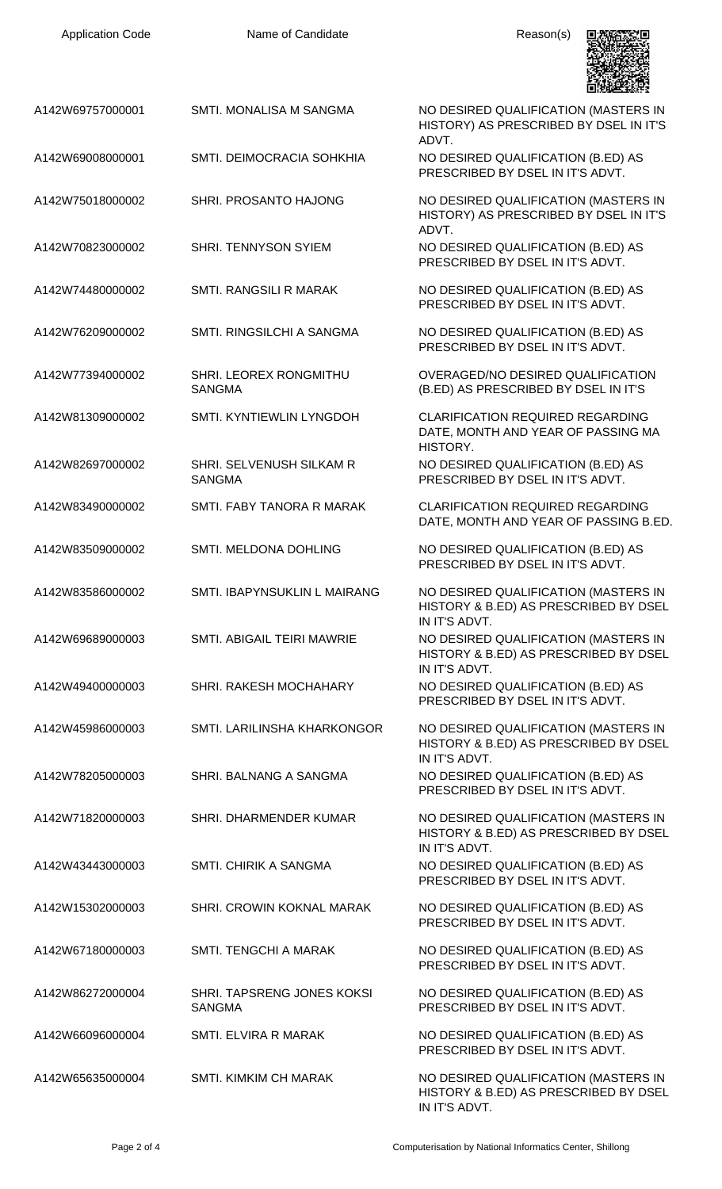| Application Code | Name of Candidate | Reason(s) |
| --- | --- | --- |
| A142W69757000001 | SMTI. MONALISA M SANGMA | NO DESIRED QUALIFICATION (MASTERS IN HISTORY) AS PRESCRIBED BY DSEL IN IT'S ADVT. |
| A142W69008000001 | SMTI. DEIMOCRACIA SOHKHIA | NO DESIRED QUALIFICATION (B.ED) AS PRESCRIBED BY DSEL IN IT'S ADVT. |
| A142W75018000002 | SHRI. PROSANTO HAJONG | NO DESIRED QUALIFICATION (MASTERS IN HISTORY) AS PRESCRIBED BY DSEL IN IT'S ADVT. |
| A142W70823000002 | SHRI. TENNYSON SYIEM | NO DESIRED QUALIFICATION (B.ED) AS PRESCRIBED BY DSEL IN IT'S ADVT. |
| A142W74480000002 | SMTI. RANGSILI R MARAK | NO DESIRED QUALIFICATION (B.ED) AS PRESCRIBED BY DSEL IN IT'S ADVT. |
| A142W76209000002 | SMTI. RINGSILCHI A SANGMA | NO DESIRED QUALIFICATION (B.ED) AS PRESCRIBED BY DSEL IN IT'S ADVT. |
| A142W77394000002 | SHRI. LEOREX RONGMITHU SANGMA | OVERAGED/NO DESIRED QUALIFICATION (B.ED) AS PRESCRIBED BY DSEL IN IT'S |
| A142W81309000002 | SMTI. KYNTIEWLIN LYNGDOH | CLARIFICATION REQUIRED REGARDING DATE, MONTH AND YEAR OF PASSING MA HISTORY. |
| A142W82697000002 | SHRI. SELVENUSH SILKAM R SANGMA | NO DESIRED QUALIFICATION (B.ED) AS PRESCRIBED BY DSEL IN IT'S ADVT. |
| A142W83490000002 | SMTI. FABY TANORA R MARAK | CLARIFICATION REQUIRED REGARDING DATE, MONTH AND YEAR OF PASSING B.ED. |
| A142W83509000002 | SMTI. MELDONA DOHLING | NO DESIRED QUALIFICATION (B.ED) AS PRESCRIBED BY DSEL IN IT'S ADVT. |
| A142W83586000002 | SMTI. IBAPYNSUKLIN L MAIRANG | NO DESIRED QUALIFICATION (MASTERS IN HISTORY & B.ED) AS PRESCRIBED BY DSEL IN IT'S ADVT. |
| A142W69689000003 | SMTI. ABIGAIL TEIRI MAWRIE | NO DESIRED QUALIFICATION (MASTERS IN HISTORY & B.ED) AS PRESCRIBED BY DSEL IN IT'S ADVT. |
| A142W49400000003 | SHRI. RAKESH MOCHAHARY | NO DESIRED QUALIFICATION (B.ED) AS PRESCRIBED BY DSEL IN IT'S ADVT. |
| A142W45986000003 | SMTI. LARILINSHA KHARKONGOR | NO DESIRED QUALIFICATION (MASTERS IN HISTORY & B.ED) AS PRESCRIBED BY DSEL IN IT'S ADVT. |
| A142W78205000003 | SHRI. BALNANG A SANGMA | NO DESIRED QUALIFICATION (B.ED) AS PRESCRIBED BY DSEL IN IT'S ADVT. |
| A142W71820000003 | SHRI. DHARMENDER KUMAR | NO DESIRED QUALIFICATION (MASTERS IN HISTORY & B.ED) AS PRESCRIBED BY DSEL IN IT'S ADVT. |
| A142W43443000003 | SMTI. CHIRIK A SANGMA | NO DESIRED QUALIFICATION (B.ED) AS PRESCRIBED BY DSEL IN IT'S ADVT. |
| A142W15302000003 | SHRI. CROWIN KOKNAL MARAK | NO DESIRED QUALIFICATION (B.ED) AS PRESCRIBED BY DSEL IN IT'S ADVT. |
| A142W67180000003 | SMTI. TENGCHI A MARAK | NO DESIRED QUALIFICATION (B.ED) AS PRESCRIBED BY DSEL IN IT'S ADVT. |
| A142W86272000004 | SHRI. TAPSRENG JONES KOKSI SANGMA | NO DESIRED QUALIFICATION (B.ED) AS PRESCRIBED BY DSEL IN IT'S ADVT. |
| A142W66096000004 | SMTI. ELVIRA R MARAK | NO DESIRED QUALIFICATION (B.ED) AS PRESCRIBED BY DSEL IN IT'S ADVT. |
| A142W65635000004 | SMTI. KIMKIM CH MARAK | NO DESIRED QUALIFICATION (MASTERS IN HISTORY & B.ED) AS PRESCRIBED BY DSEL IN IT'S ADVT. |

Computerisation by National Informatics Center, Shillong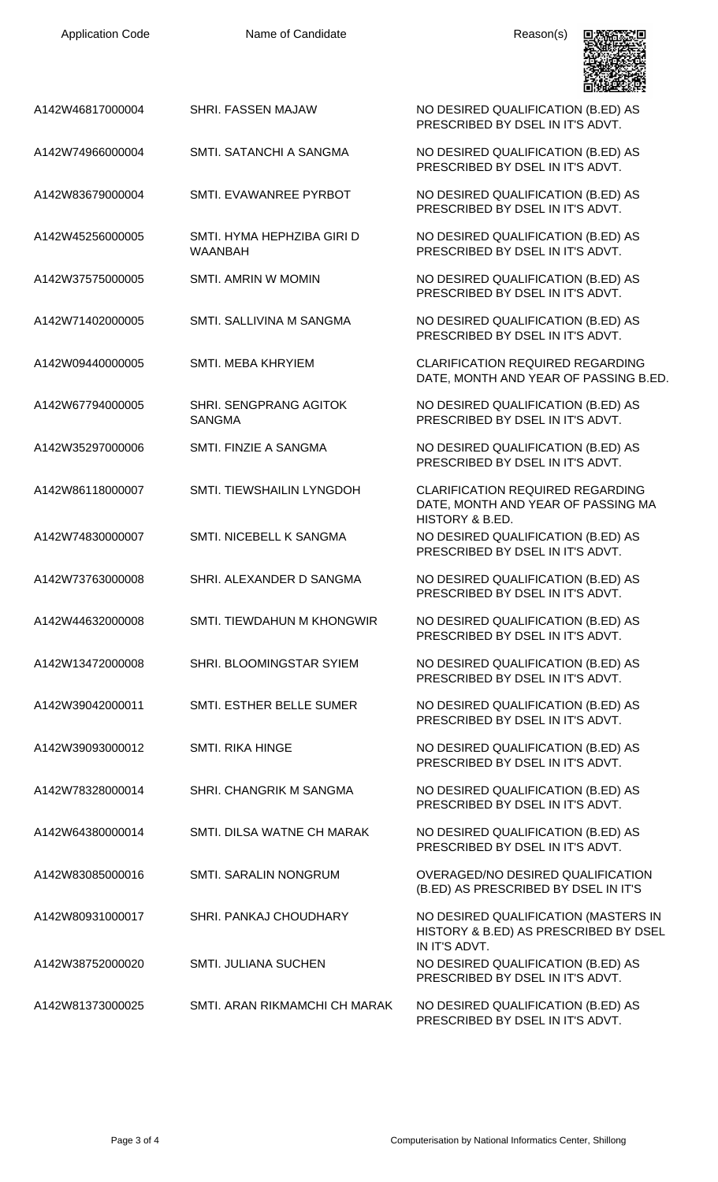| Application Code | Name of Candidate | Reason(s) |
|---|---|---|
| A142W46817000004 | SHRI. FASSEN MAJAW | NO DESIRED QUALIFICATION (B.ED) AS PRESCRIBED BY DSEL IN IT'S ADVT. |
| A142W74966000004 | SMTI. SATANCHI A SANGMA | NO DESIRED QUALIFICATION (B.ED) AS PRESCRIBED BY DSEL IN IT'S ADVT. |
| A142W83679000004 | SMTI. EVAWANREE PYRBOT | NO DESIRED QUALIFICATION (B.ED) AS PRESCRIBED BY DSEL IN IT'S ADVT. |
| A142W45256000005 | SMTI. HYMA HEPHZIBA GIRI D WAANBAH | NO DESIRED QUALIFICATION (B.ED) AS PRESCRIBED BY DSEL IN IT'S ADVT. |
| A142W37575000005 | SMTI. AMRIN W MOMIN | NO DESIRED QUALIFICATION (B.ED) AS PRESCRIBED BY DSEL IN IT'S ADVT. |
| A142W71402000005 | SMTI. SALLIVINA M SANGMA | NO DESIRED QUALIFICATION (B.ED) AS PRESCRIBED BY DSEL IN IT'S ADVT. |
| A142W09440000005 | SMTI. MEBA KHRYIEM | CLARIFICATION REQUIRED REGARDING DATE, MONTH AND YEAR OF PASSING B.ED. |
| A142W67794000005 | SHRI. SENGPRANG AGITOK SANGMA | NO DESIRED QUALIFICATION (B.ED) AS PRESCRIBED BY DSEL IN IT'S ADVT. |
| A142W35297000006 | SMTI. FINZIE A SANGMA | NO DESIRED QUALIFICATION (B.ED) AS PRESCRIBED BY DSEL IN IT'S ADVT. |
| A142W86118000007 | SMTI. TIEWSHAILIN LYNGDOH | CLARIFICATION REQUIRED REGARDING DATE, MONTH AND YEAR OF PASSING MA HISTORY & B.ED. |
| A142W74830000007 | SMTI. NICEBELL K SANGMA | NO DESIRED QUALIFICATION (B.ED) AS PRESCRIBED BY DSEL IN IT'S ADVT. |
| A142W73763000008 | SHRI. ALEXANDER D SANGMA | NO DESIRED QUALIFICATION (B.ED) AS PRESCRIBED BY DSEL IN IT'S ADVT. |
| A142W44632000008 | SMTI. TIEWDAHUN M KHONGWIR | NO DESIRED QUALIFICATION (B.ED) AS PRESCRIBED BY DSEL IN IT'S ADVT. |
| A142W13472000008 | SHRI. BLOOMINGSTAR SYIEM | NO DESIRED QUALIFICATION (B.ED) AS PRESCRIBED BY DSEL IN IT'S ADVT. |
| A142W39042000011 | SMTI. ESTHER BELLE SUMER | NO DESIRED QUALIFICATION (B.ED) AS PRESCRIBED BY DSEL IN IT'S ADVT. |
| A142W39093000012 | SMTI. RIKA HINGE | NO DESIRED QUALIFICATION (B.ED) AS PRESCRIBED BY DSEL IN IT'S ADVT. |
| A142W78328000014 | SHRI. CHANGRIK M SANGMA | NO DESIRED QUALIFICATION (B.ED) AS PRESCRIBED BY DSEL IN IT'S ADVT. |
| A142W64380000014 | SMTI. DILSA WATNE CH MARAK | NO DESIRED QUALIFICATION (B.ED) AS PRESCRIBED BY DSEL IN IT'S ADVT. |
| A142W83085000016 | SMTI. SARALIN NONGRUM | OVERAGED/NO DESIRED QUALIFICATION (B.ED) AS PRESCRIBED BY DSEL IN IT'S |
| A142W80931000017 | SHRI. PANKAJ CHOUDHARY | NO DESIRED QUALIFICATION (MASTERS IN HISTORY & B.ED) AS PRESCRIBED BY DSEL IN IT'S ADVT. |
| A142W38752000020 | SMTI. JULIANA SUCHEN | NO DESIRED QUALIFICATION (B.ED) AS PRESCRIBED BY DSEL IN IT'S ADVT. |
| A142W81373000025 | SMTI. ARAN RIKMAMCHI CH MARAK | NO DESIRED QUALIFICATION (B.ED) AS PRESCRIBED BY DSEL IN IT'S ADVT. |

Computerisation by National Informatics Center, Shillong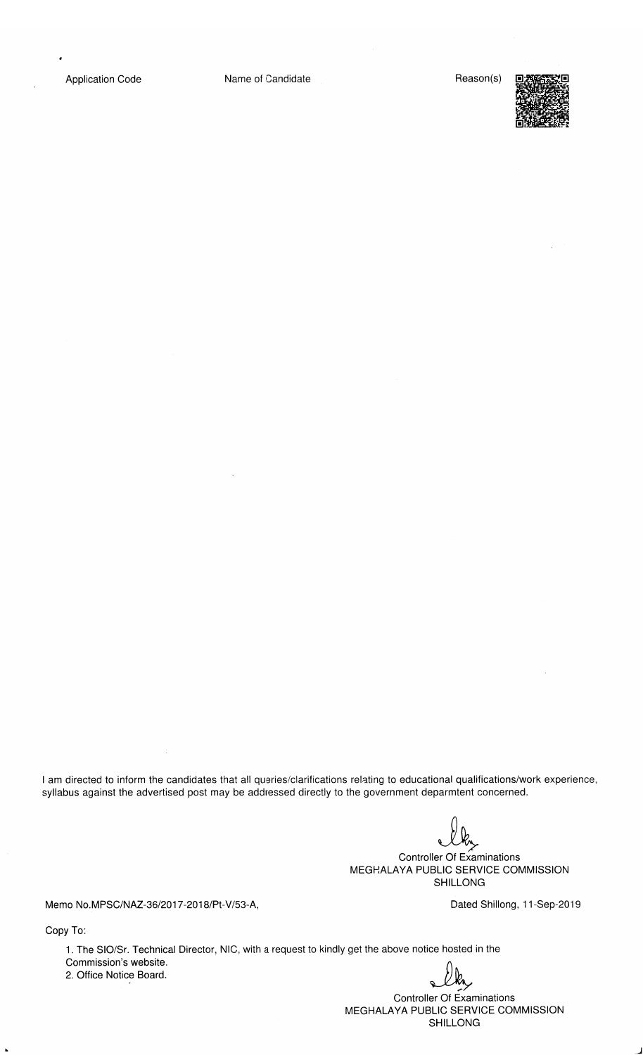| Application Code | Name of Candidate | Reason(s) |
| --- | --- | --- |

I am directed to inform the candidates that all queries/clarifications relating to educational qualifications/work experience, syllabus against the advertised post may be addressed directly to the government deparmtent concerned.

Controller Of Examinations
MEGHALAYA PUBLIC SERVICE COMMISSION
SHILLONG

Memo No.MPSC/NAZ-36/2017-2018/Pt-V/53-A,

Dated Shillong, 11-Sep-2019

Copy To:

1. The SIO/Sr. Technical Director, NIC, with a request to kindly get the above notice hosted in the Commission's website.
2. Office Notice Board.

Controller Of Examinations
MEGHALAYA PUBLIC SERVICE COMMISSION
SHILLONG